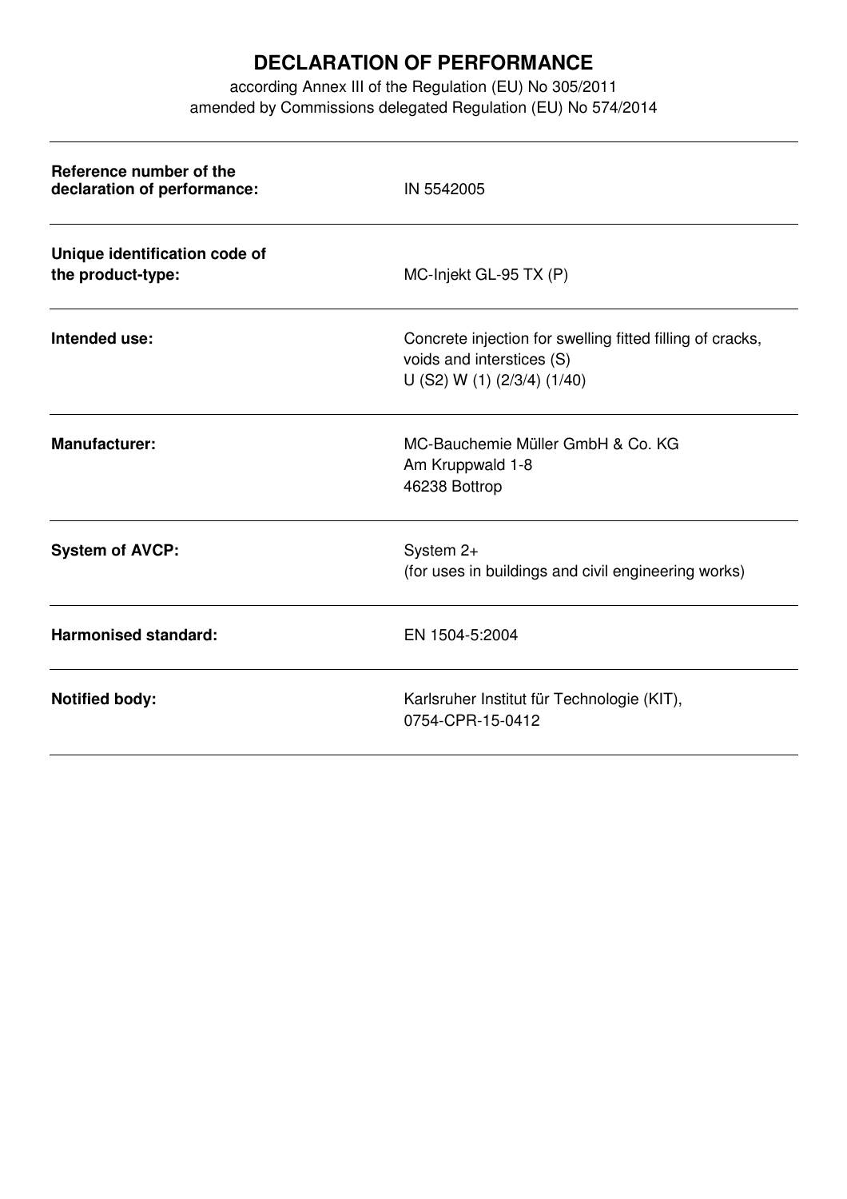# DECLARATION OF PERFORMANCE

according Annex III of the Regulation (EU) No 305/2011
amended by Commissions delegated Regulation (EU) No 574/2014

| | |
|---|---|
| **Reference number of the declaration of performance:** | IN 5542005 |
| **Unique identification code of the product-type:** | MC-Injekt GL-95 TX (P) |
| **Intended use:** | Concrete injection for swelling fitted filling of cracks, voids and interstices (S)<br>U (S2) W (1) (2/3/4) (1/40) |
| **Manufacturer:** | MC-Bauchemie Müller GmbH & Co. KG<br>Am Kruppwald 1-8<br>46238 Bottrop |
| **System of AVCP:** | System 2+<br>(for uses in buildings and civil engineering works) |
| **Harmonised standard:** | EN 1504-5:2004 |
| **Notified body:** | Karlsruher Institut für Technologie (KIT),<br>0754-CPR-15-0412 |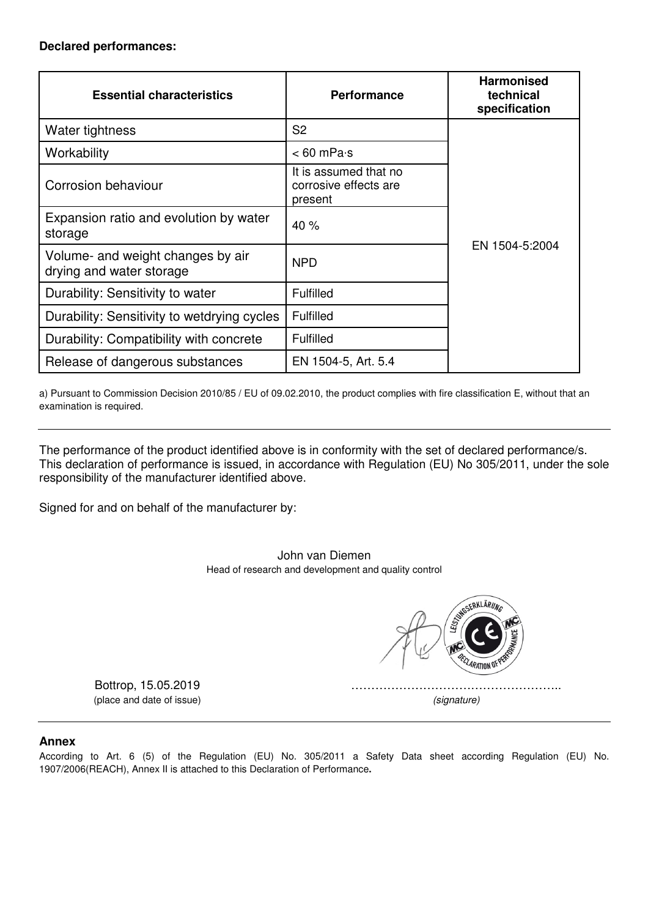**Declared performances:**

| Essential characteristics | Performance | Harmonised technical specification |
|---|---|---|
| Water tightness | S2 | EN 1504-5:2004 |
| Workability | < 60 mPa·s | |
| Corrosion behaviour | It is assumed that no corrosive effects are present | |
| Expansion ratio and evolution by water storage | 40 % | |
| Volume- and weight changes by air drying and water storage | NPD | |
| Durability: Sensitivity to water | Fulfilled | |
| Durability: Sensitivity to wetdrying cycles | Fulfilled | |
| Durability: Compatibility with concrete | Fulfilled | |
| Release of dangerous substances | EN 1504-5, Art. 5.4 | |

a) Pursuant to Commission Decision 2010/85 / EU of 09.02.2010, the product complies with fire classification E, without that an examination is required.

---

The performance of the product identified above is in conformity with the set of declared performance/s. This declaration of performance is issued, in accordance with Regulation (EU) No 305/2011, under the sole responsibility of the manufacturer identified above.

Signed for and on behalf of the manufacturer by:

John van Diemen
Head of research and development and quality control

Bottrop, 15.05.2019
(place and date of issue)

……………………………………………..
*(signature)*

---

**Annex**

According to Art. 6 (5) of the Regulation (EU) No. 305/2011 a Safety Data sheet according Regulation (EU) No. 1907/2006(REACH), Annex II is attached to this Declaration of Performance**.**